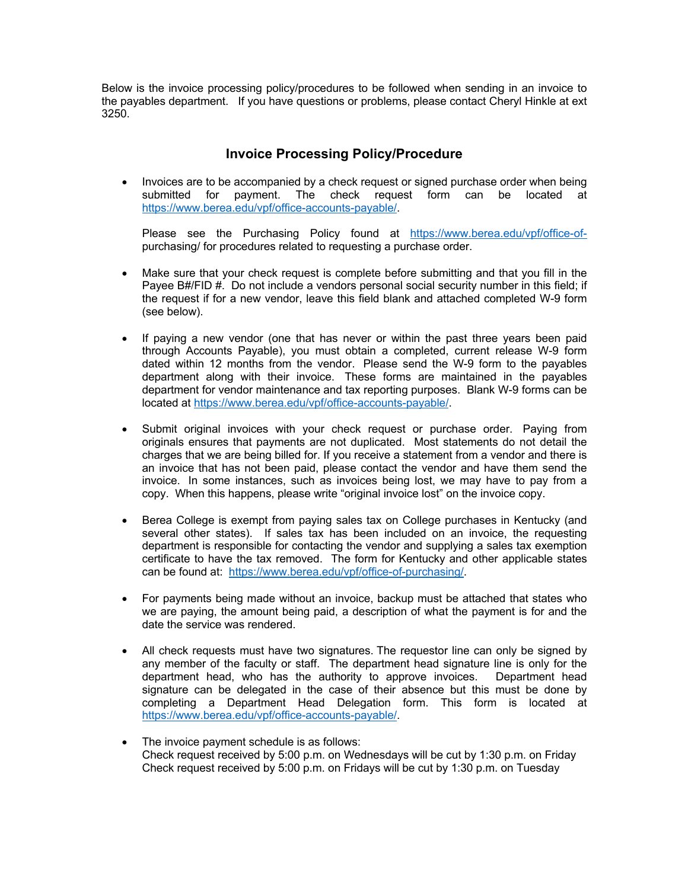Below is the invoice processing policy/procedures to be followed when sending in an invoice to the payables department. If you have questions or problems, please contact Cheryl Hinkle at ext 3250.

## Invoice Processing Policy/Procedure

- Invoices are to be accompanied by a check request or signed purchase order when being submitted for payment. The check request form can be located at https://www.berea.edu/vpf/office-accounts-payable/.

  Please see the Purchasing Policy found at https://www.berea.edu/vpf/office-of-purchasing/ for procedures related to requesting a purchase order.

- Make sure that your check request is complete before submitting and that you fill in the Payee B#/FID #. Do not include a vendors personal social security number in this field; if the request if for a new vendor, leave this field blank and attached completed W-9 form (see below).

- If paying a new vendor (one that has never or within the past three years been paid through Accounts Payable), you must obtain a completed, current release W-9 form dated within 12 months from the vendor. Please send the W-9 form to the payables department along with their invoice. These forms are maintained in the payables department for vendor maintenance and tax reporting purposes. Blank W-9 forms can be located at https://www.berea.edu/vpf/office-accounts-payable/.

- Submit original invoices with your check request or purchase order. Paying from originals ensures that payments are not duplicated. Most statements do not detail the charges that we are being billed for. If you receive a statement from a vendor and there is an invoice that has not been paid, please contact the vendor and have them send the invoice. In some instances, such as invoices being lost, we may have to pay from a copy. When this happens, please write "original invoice lost" on the invoice copy.

- Berea College is exempt from paying sales tax on College purchases in Kentucky (and several other states). If sales tax has been included on an invoice, the requesting department is responsible for contacting the vendor and supplying a sales tax exemption certificate to have the tax removed. The form for Kentucky and other applicable states can be found at: https://www.berea.edu/vpf/office-of-purchasing/.

- For payments being made without an invoice, backup must be attached that states who we are paying, the amount being paid, a description of what the payment is for and the date the service was rendered.

- All check requests must have two signatures. The requestor line can only be signed by any member of the faculty or staff. The department head signature line is only for the department head, who has the authority to approve invoices. Department head signature can be delegated in the case of their absence but this must be done by completing a Department Head Delegation form. This form is located at https://www.berea.edu/vpf/office-accounts-payable/.

- The invoice payment schedule is as follows:
  Check request received by 5:00 p.m. on Wednesdays will be cut by 1:30 p.m. on Friday
  Check request received by 5:00 p.m. on Fridays will be cut by 1:30 p.m. on Tuesday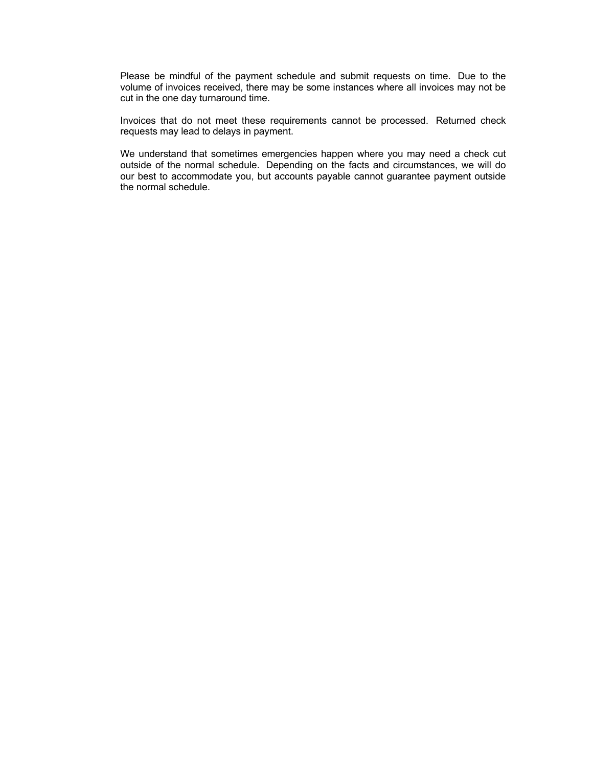Please be mindful of the payment schedule and submit requests on time. Due to the volume of invoices received, there may be some instances where all invoices may not be cut in the one day turnaround time.

Invoices that do not meet these requirements cannot be processed. Returned check requests may lead to delays in payment.

We understand that sometimes emergencies happen where you may need a check cut outside of the normal schedule. Depending on the facts and circumstances, we will do our best to accommodate you, but accounts payable cannot guarantee payment outside the normal schedule.